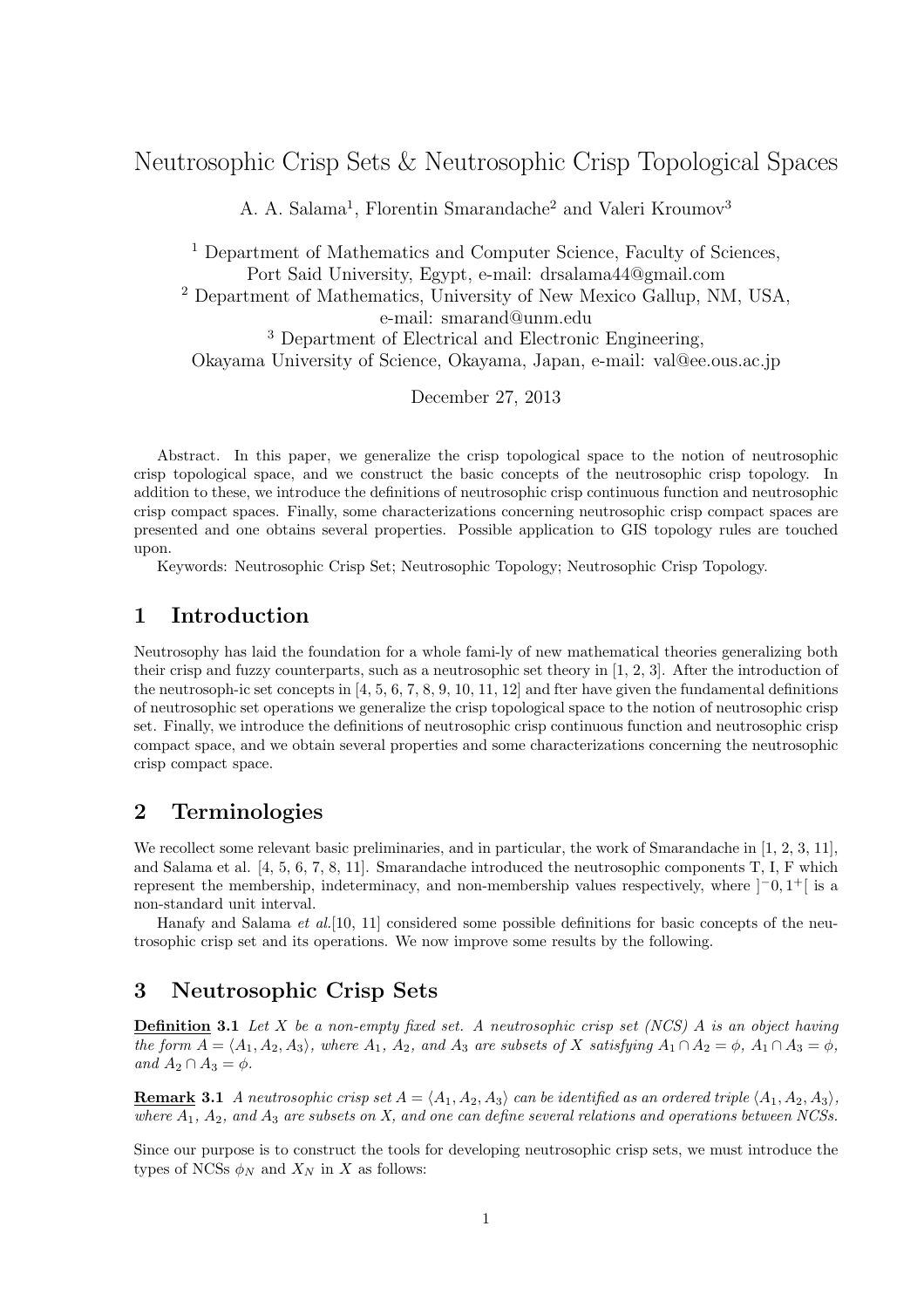// Neutrosophic Crisp Sets & Neutrosophic Crisp Topological Spaces

A. A. Salama[1], Florentin Smarandache[2] and Valeri Kroumov[3]

[1] Department of Mathematics and Computer Science, Faculty of Sciences, Port Said University, Egypt, e-mail: drsalama44@gmail.com

[2] Department of Mathematics, University of New Mexico Gallup, NM, USA, e-mail: smarand@unm.edu

[3] Department of Electrical and Electronic Engineering, Okayama University of Science, Okayama, Japan, e-mail: val@ee.ous.ac.jp

December 27, 2013

Abstract. In this paper, we generalize the crisp topological space to the notion of neutrosophic crisp topological space, and we construct the basic concepts of the neutrosophic crisp topology. In addition to these, we introduce the definitions of neutrosophic crisp continuous function and neutrosophic crisp compact spaces. Finally, some characterizations concerning neutrosophic crisp compact spaces are presented and one obtains several properties. Possible application to GIS topology rules are touched upon.

Keywords: Neutrosophic Crisp Set; Neutrosophic Topology; Neutrosophic Crisp Topology.

## 1 Introduction

Neutrosophy has laid the foundation for a whole fami-ly of new mathematical theories generalizing both their crisp and fuzzy counterparts, such as a neutrosophic set theory in [1, 2, 3]. After the introduction of the neutrosoph-ic set concepts in [4, 5, 6, 7, 8, 9, 10, 11, 12] and fter have given the fundamental definitions of neutrosophic set operations we generalize the crisp topological space to the notion of neutrosophic crisp set. Finally, we introduce the definitions of neutrosophic crisp continuous function and neutrosophic crisp compact space, and we obtain several properties and some characterizations concerning the neutrosophic crisp compact space.

## 2 Terminologies

We recollect some relevant basic preliminaries, and in particular, the work of Smarandache in [1, 2, 3, 11], and Salama et al. [4, 5, 6, 7, 8, 11]. Smarandache introduced the neutrosophic components T, I, F which represent the membership, indeterminacy, and non-membership values respectively, where $]^{-}0, 1^{+}[$ is a non-standard unit interval.

Hanafy and Salama *et al.*[10, 11] considered some possible definitions for basic concepts of the neutrosophic crisp set and its operations. We now improve some results by the following.

## 3 Neutrosophic Crisp Sets

**Definition 3.1** *Let $X$ be a non-empty fixed set. A neutrosophic crisp set (NCS) $A$ is an object having the form $A = \langle A_1, A_2, A_3 \rangle$, where $A_1$, $A_2$, and $A_3$ are subsets of $X$ satisfying $A_1 \cap A_2 = \phi$, $A_1 \cap A_3 = \phi$, and $A_2 \cap A_3 = \phi$.*

**Remark 3.1** *A neutrosophic crisp set $A = \langle A_1, A_2, A_3 \rangle$ can be identified as an ordered triple $\langle A_1, A_2, A_3 \rangle$, where $A_1$, $A_2$, and $A_3$ are subsets on $X$, and one can define several relations and operations between NCSs.*

Since our purpose is to construct the tools for developing neutrosophic crisp sets, we must introduce the types of NCSs $\phi_N$ and $X_N$ in $X$ as follows: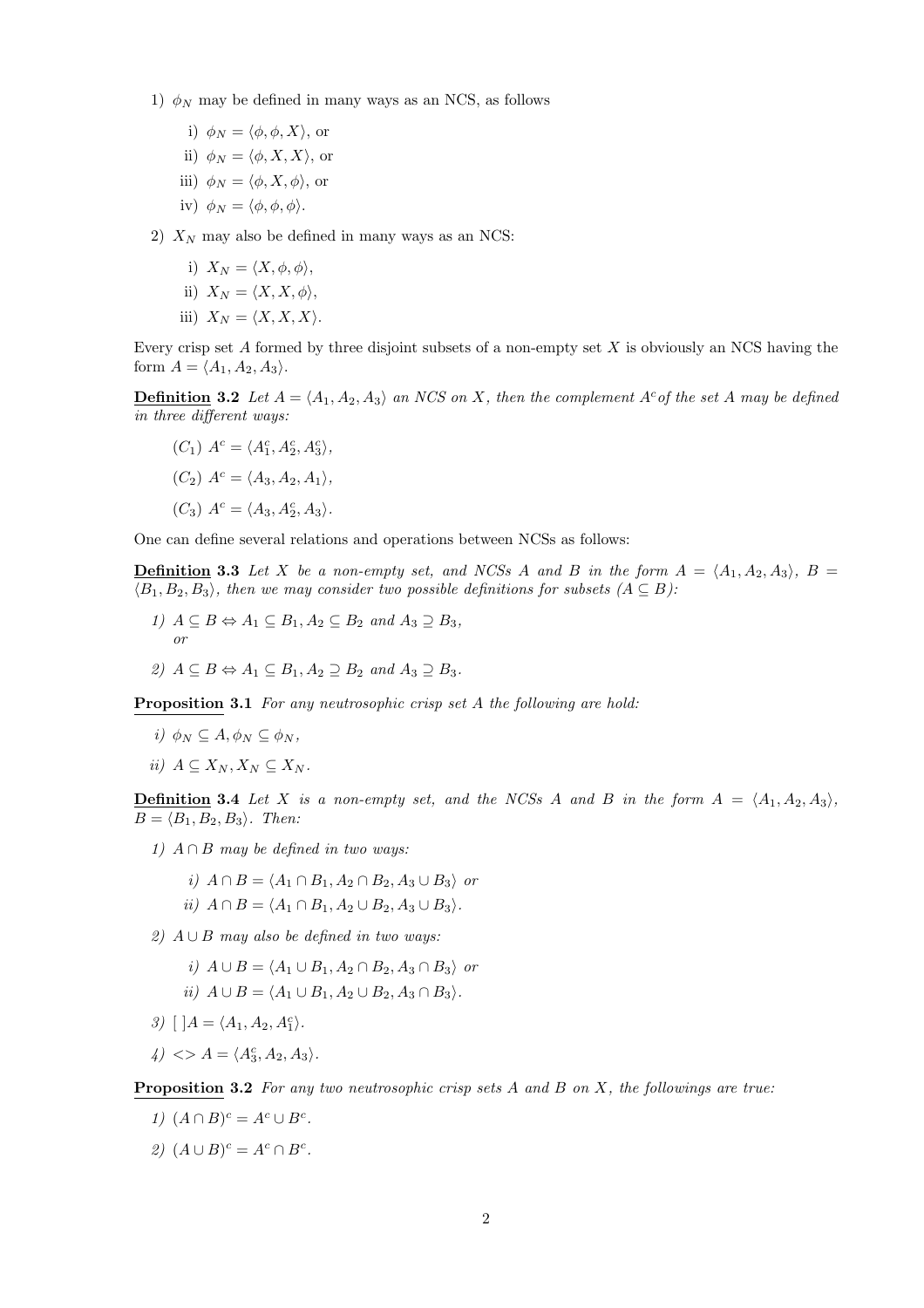1) $\phi_N$ may be defined in many ways as an NCS, as follows

   i) $\phi_N = \langle \phi, \phi, X \rangle$, or

   ii) $\phi_N = \langle \phi, X, X \rangle$, or

   iii) $\phi_N = \langle \phi, X, \phi \rangle$, or

   iv) $\phi_N = \langle \phi, \phi, \phi \rangle$.

2) $X_N$ may also be defined in many ways as an NCS:

   i) $X_N = \langle X, \phi, \phi \rangle$,

   ii) $X_N = \langle X, X, \phi \rangle$,

   iii) $X_N = \langle X, X, X \rangle$.

Every crisp set $A$ formed by three disjoint subsets of a non-empty set $X$ is obviously an NCS having the form $A = \langle A_1, A_2, A_3 \rangle$.

**Definition 3.2** *Let $A = \langle A_1, A_2, A_3 \rangle$ an NCS on $X$, then the complement $A^c$ of the set $A$ may be defined in three different ways:*

$(C_1)$ $A^c = \langle A_1^c, A_2^c, A_3^c \rangle$,

$(C_2)$ $A^c = \langle A_3, A_2, A_1 \rangle$,

$(C_3)$ $A^c = \langle A_3, A_2^c, A_3 \rangle$.

One can define several relations and operations between NCSs as follows:

**Definition 3.3** *Let $X$ be a non-empty set, and NCSs $A$ and $B$ in the form $A = \langle A_1, A_2, A_3 \rangle$, $B = \langle B_1, B_2, B_3 \rangle$, then we may consider two possible definitions for subsets $(A \subseteq B)$:*

*1) $A \subseteq B \Leftrightarrow A_1 \subseteq B_1, A_2 \subseteq B_2$ and $A_3 \supseteq B_3$,*
*or*

*2) $A \subseteq B \Leftrightarrow A_1 \subseteq B_1, A_2 \supseteq B_2$ and $A_3 \supseteq B_3$.*

**Proposition 3.1** *For any neutrosophic crisp set $A$ the following are hold:*

*i) $\phi_N \subseteq A, \phi_N \subseteq \phi_N$,*

*ii) $A \subseteq X_N, X_N \subseteq X_N$.*

**Definition 3.4** *Let $X$ is a non-empty set, and the NCSs $A$ and $B$ in the form $A = \langle A_1, A_2, A_3 \rangle$, $B = \langle B_1, B_2, B_3 \rangle$. Then:*

*1) $A \cap B$ may be defined in two ways:*

   *i) $A \cap B = \langle A_1 \cap B_1, A_2 \cap B_2, A_3 \cup B_3 \rangle$ or*

   *ii) $A \cap B = \langle A_1 \cap B_1, A_2 \cup B_2, A_3 \cup B_3 \rangle$.*

*2) $A \cup B$ may also be defined in two ways:*

   *i) $A \cup B = \langle A_1 \cup B_1, A_2 \cap B_2, A_3 \cap B_3 \rangle$ or*

   *ii) $A \cup B = \langle A_1 \cup B_1, A_2 \cup B_2, A_3 \cap B_3 \rangle$.*

*3) $[\,]A = \langle A_1, A_2, A_1^c \rangle$.*

*4) $<> A = \langle A_3^c, A_2, A_3 \rangle$.*

**Proposition 3.2** *For any two neutrosophic crisp sets $A$ and $B$ on $X$, the followings are true:*

*1) $(A \cap B)^c = A^c \cup B^c$.*

*2) $(A \cup B)^c = A^c \cap B^c$.*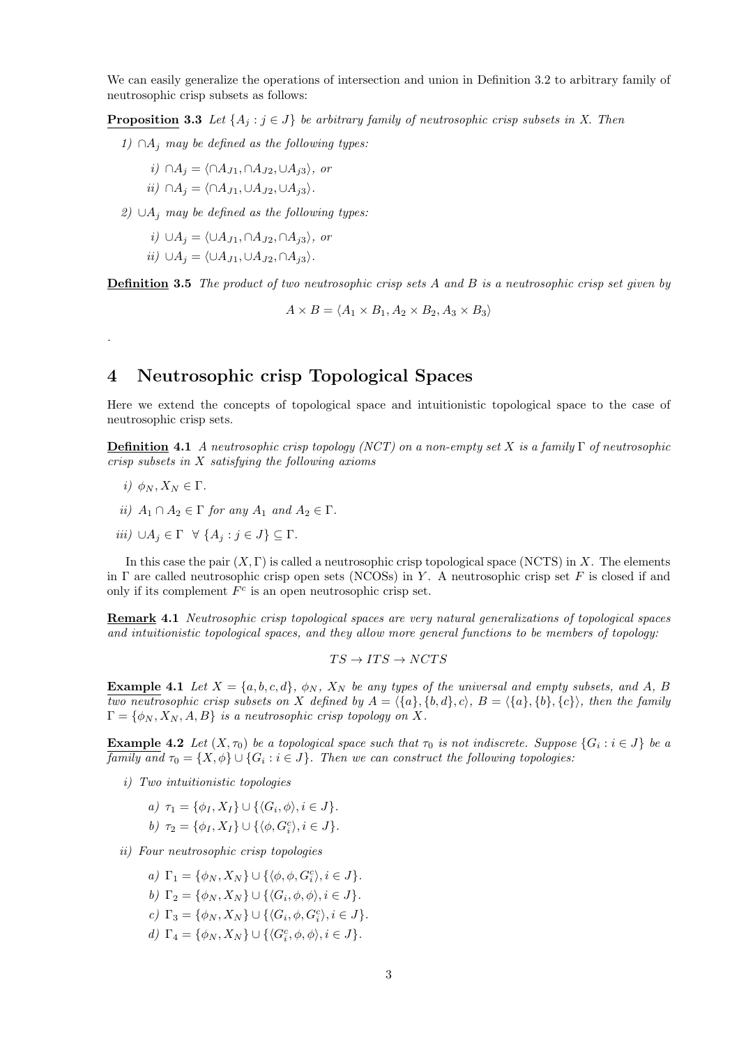We can easily generalize the operations of intersection and union in Definition 3.2 to arbitrary family of neutrosophic crisp subsets as follows:

**Proposition 3.3** *Let $\{A_j : j \in J\}$ be arbitrary family of neutrosophic crisp subsets in X. Then*

*1) $\cap A_j$ may be defined as the following types:*

*i) $\cap A_j = \langle \cap A_{J1}, \cap A_{J2}, \cup A_{j3} \rangle$, or*

*ii) $\cap A_j = \langle \cap A_{J1}, \cup A_{J2}, \cup A_{j3} \rangle$.*

*2) $\cup A_j$ may be defined as the following types:*

*i) $\cup A_j = \langle \cup A_{J1}, \cap A_{J2}, \cap A_{j3} \rangle$, or*

*ii) $\cup A_j = \langle \cup A_{J1}, \cup A_{J2}, \cap A_{j3} \rangle$.*

**Definition 3.5** *The product of two neutrosophic crisp sets A and B is a neutrosophic crisp set given by*

$$A \times B = \langle A_1 \times B_1, A_2 \times B_2, A_3 \times B_3 \rangle$$

.

# 4 Neutrosophic crisp Topological Spaces

Here we extend the concepts of topological space and intuitionistic topological space to the case of neutrosophic crisp sets.

**Definition 4.1** *A neutrosophic crisp topology (NCT) on a non-empty set X is a family $\Gamma$ of neutrosophic crisp subsets in X satisfying the following axioms*

*i) $\phi_N, X_N \in \Gamma$.*

*ii) $A_1 \cap A_2 \in \Gamma$ for any $A_1$ and $A_2 \in \Gamma$.*

*iii) $\cup A_j \in \Gamma \quad \forall \ \{A_j : j \in J\} \subseteq \Gamma$.*

In this case the pair $(X, \Gamma)$ is called a neutrosophic crisp topological space (NCTS) in $X$. The elements in $\Gamma$ are called neutrosophic crisp open sets (NCOSs) in $Y$. A neutrosophic crisp set $F$ is closed if and only if its complement $F^c$ is an open neutrosophic crisp set.

**Remark 4.1** *Neutrosophic crisp topological spaces are very natural generalizations of topological spaces and intuitionistic topological spaces, and they allow more general functions to be members of topology:*

$$TS \rightarrow ITS \rightarrow NCTS$$

**Example 4.1** *Let $X = \{a, b, c, d\}$, $\phi_N$, $X_N$ be any types of the universal and empty subsets, and A, B two neutrosophic crisp subsets on X defined by $A = \langle \{a\}, \{b, d\}, c \rangle$, $B = \langle \{a\}, \{b\}, \{c\} \rangle$, then the family $\Gamma = \{\phi_N, X_N, A, B\}$ is a neutrosophic crisp topology on X.*

**Example 4.2** *Let $(X, \tau_0)$ be a topological space such that $\tau_0$ is not indiscrete. Suppose $\{G_i : i \in J\}$ be a family and $\tau_0 = \{X, \phi\} \cup \{G_i : i \in J\}$. Then we can construct the following topologies:*

*i) Two intuitionistic topologies*

*a) $\tau_1 = \{\phi_I, X_I\} \cup \{\langle G_i, \phi \rangle, i \in J\}$.*

*b) $\tau_2 = \{\phi_I, X_I\} \cup \{\langle \phi, G_i^c \rangle, i \in J\}$.*

*ii) Four neutrosophic crisp topologies*

*a) $\Gamma_1 = \{\phi_N, X_N\} \cup \{\langle \phi, \phi, G_i^c \rangle, i \in J\}$.*

*b) $\Gamma_2 = \{\phi_N, X_N\} \cup \{\langle G_i, \phi, \phi \rangle, i \in J\}$.*

*c) $\Gamma_3 = \{\phi_N, X_N\} \cup \{\langle G_i, \phi, G_i^c \rangle, i \in J\}$.*

*d) $\Gamma_4 = \{\phi_N, X_N\} \cup \{\langle G_i^c, \phi, \phi \rangle, i \in J\}$.*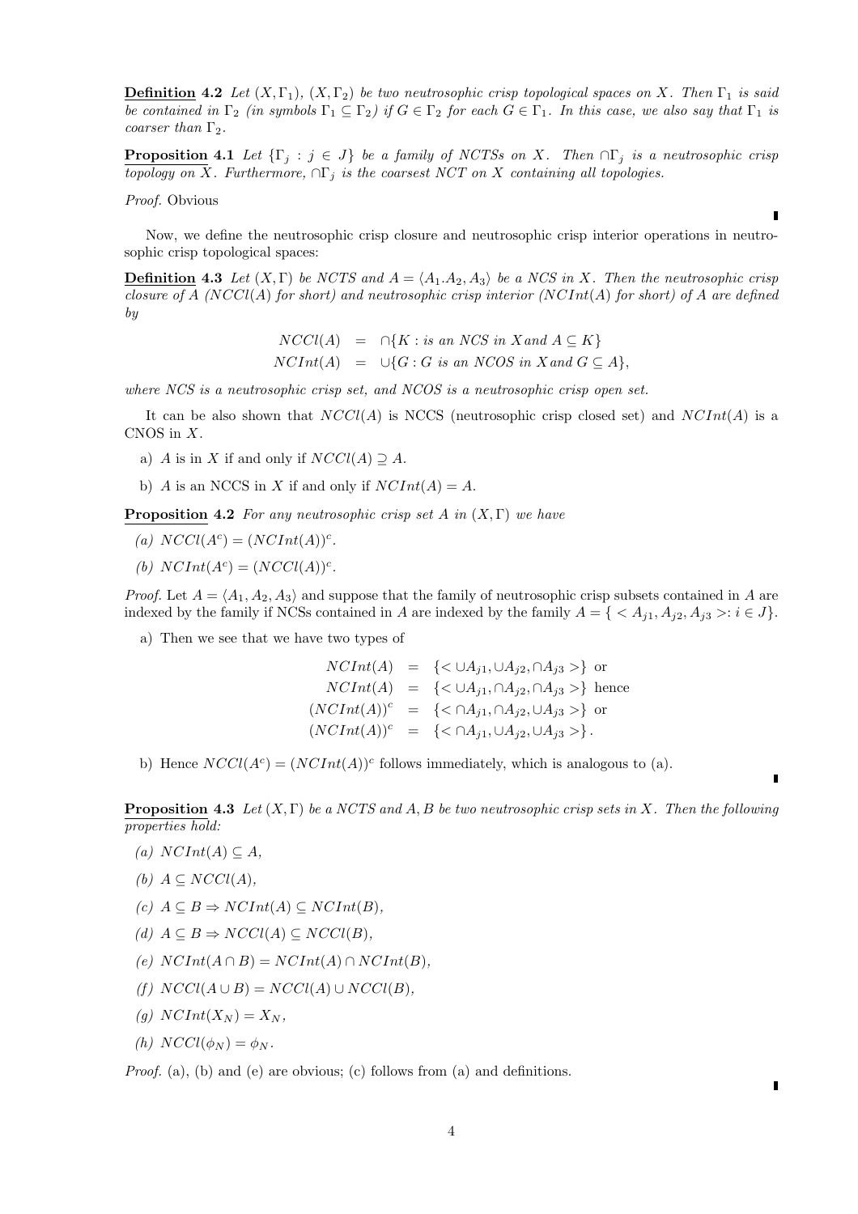**Definition 4.2** *Let $(X, \Gamma_1)$, $(X, \Gamma_2)$ be two neutrosophic crisp topological spaces on $X$. Then $\Gamma_1$ is said be contained in $\Gamma_2$ (in symbols $\Gamma_1 \subseteq \Gamma_2$) if $G \in \Gamma_2$ for each $G \in \Gamma_1$. In this case, we also say that $\Gamma_1$ is coarser than $\Gamma_2$.*

**Proposition 4.1** *Let $\{\Gamma_j : j \in J\}$ be a family of NCTSs on $X$. Then $\cap\Gamma_j$ is a neutrosophic crisp topology on $X$. Furthermore, $\cap\Gamma_j$ is the coarsest NCT on $X$ containing all topologies.*

*Proof.* Obvious ∎

Now, we define the neutrosophic crisp closure and neutrosophic crisp interior operations in neutrosophic crisp topological spaces:

**Definition 4.3** *Let $(X, \Gamma)$ be NCTS and $A = \langle A_1.A_2, A_3\rangle$ be a NCS in $X$. Then the neutrosophic crisp closure of $A$ ($NCCl(A)$ for short) and neutrosophic crisp interior ($NCInt(A)$ for short) of $A$ are defined by*

$$
\begin{aligned}
NCCl(A) &= \cap\{K : \text{is an NCS in } X \text{ and } A \subseteq K\} \\
NCInt(A) &= \cup\{G : G \text{ is an NCOS in } X \text{ and } G \subseteq A\},
\end{aligned}
$$

*where NCS is a neutrosophic crisp set, and NCOS is a neutrosophic crisp open set.*

It can be also shown that $NCCl(A)$ is NCCS (neutrosophic crisp closed set) and $NCInt(A)$ is a CNOS in $X$.

a) $A$ is in $X$ if and only if $NCCl(A) \supseteq A$.

b) $A$ is an NCCS in $X$ if and only if $NCInt(A) = A$.

**Proposition 4.2** *For any neutrosophic crisp set $A$ in $(X, \Gamma)$ we have*

*(a) $NCCl(A^c) = (NCInt(A))^c$.*

*(b) $NCInt(A^c) = (NCCl(A))^c$.*

*Proof.* Let $A = \langle A_1, A_2, A_3\rangle$ and suppose that the family of neutrosophic crisp subsets contained in $A$ are indexed by the family if NCSs contained in $A$ are indexed by the family $A = \{ < A_{j1}, A_{j2}, A_{j3} >: i \in J\}$.

a) Then we see that we have two types of

$$
\begin{aligned}
NCInt(A) &= \{< \cup A_{j1}, \cup A_{j2}, \cap A_{j3} >\} \text{ or} \\
NCInt(A) &= \{< \cup A_{j1}, \cap A_{j2}, \cap A_{j3} >\} \text{ hence} \\
(NCInt(A))^c &= \{< \cap A_{j1}, \cap A_{j2}, \cup A_{j3} >\} \text{ or} \\
(NCInt(A))^c &= \{< \cap A_{j1}, \cup A_{j2}, \cup A_{j3} >\}.
\end{aligned}
$$

b) Hence $NCCl(A^c) = (NCInt(A))^c$ follows immediately, which is analogous to (a). ∎

**Proposition 4.3** *Let $(X, \Gamma)$ be a NCTS and $A, B$ be two neutrosophic crisp sets in $X$. Then the following properties hold:*

*(a) $NCInt(A) \subseteq A$,*

*(b) $A \subseteq NCCl(A)$,*

*(c) $A \subseteq B \Rightarrow NCInt(A) \subseteq NCInt(B)$,*

*(d) $A \subseteq B \Rightarrow NCCl(A) \subseteq NCCl(B)$,*

*(e) $NCInt(A \cap B) = NCInt(A) \cap NCInt(B)$,*

*(f) $NCCl(A \cup B) = NCCl(A) \cup NCCl(B)$,*

*(g) $NCInt(X_N) = X_N$,*

*(h) $NCCl(\phi_N) = \phi_N$.*

*Proof.* (a), (b) and (e) are obvious; (c) follows from (a) and definitions. ∎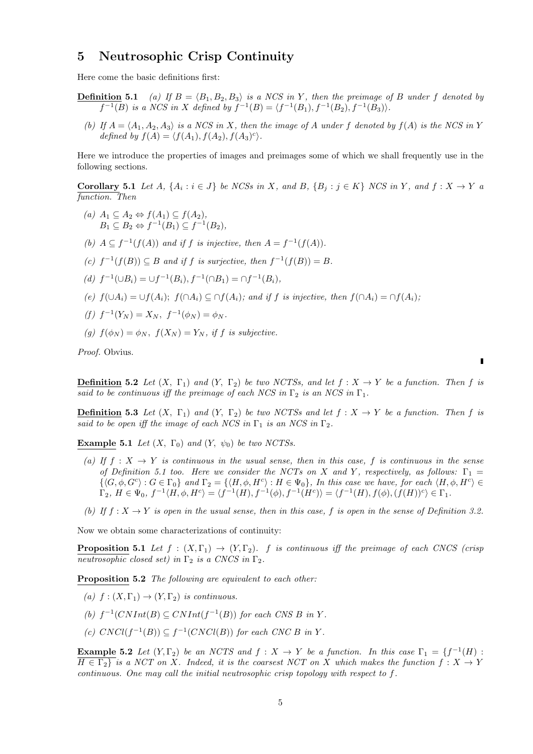## 5 Neutrosophic Crisp Continuity

Here come the basic definitions first:

**Definition 5.1** *(a) If $B = \langle B_1, B_2, B_3 \rangle$ is a NCS in $Y$, then the preimage of $B$ under $f$ denoted by $f^{-1}(B)$ is a NCS in $X$ defined by $f^{-1}(B) = \langle f^{-1}(B_1), f^{-1}(B_2), f^{-1}(B_3) \rangle$.*

*(b) If $A = \langle A_1, A_2, A_3 \rangle$ is a NCS in $X$, then the image of $A$ under $f$ denoted by $f(A)$ is the NCS in $Y$ defined by $f(A) = \langle f(A_1), f(A_2), f(A_3)^c \rangle$.*

Here we introduce the properties of images and preimages some of which we shall frequently use in the following sections.

**Corollary 5.1** *Let $A$, $\{A_i : i \in J\}$ be NCSs in $X$, and $B$, $\{B_j : j \in K\}$ NCS in $Y$, and $f : X \to Y$ a function. Then*

- *(a) $A_1 \subseteq A_2 \Leftrightarrow f(A_1) \subseteq f(A_2)$,*
  *$B_1 \subseteq B_2 \Leftrightarrow f^{-1}(B_1) \subseteq f^{-1}(B_2)$,*
- *(b) $A \subseteq f^{-1}(f(A))$ and if $f$ is injective, then $A = f^{-1}(f(A))$.*
- *(c) $f^{-1}(f(B)) \subseteq B$ and if $f$ is surjective, then $f^{-1}(f(B)) = B$.*
- *(d) $f^{-1}(\cup B_i) = \cup f^{-1}(B_i)$, $f^{-1}(\cap B_1) = \cap f^{-1}(B_i)$,*
- *(e) $f(\cup A_i) = \cup f(A_i)$; $f(\cap A_i) \subseteq \cap f(A_i)$; and if $f$ is injective, then $f(\cap A_i) = \cap f(A_i)$;*
- *(f) $f^{-1}(Y_N) = X_N$, $f^{-1}(\phi_N) = \phi_N$.*
- *(g) $f(\phi_N) = \phi_N$, $f(X_N) = Y_N$, if $f$ is subjective.*

*Proof.* Obvius.

∎

**Definition 5.2** *Let $(X,\ \Gamma_1)$ and $(Y,\ \Gamma_2)$ be two NCTSs, and let $f : X \to Y$ be a function. Then $f$ is said to be continuous iff the preimage of each NCS in $\Gamma_2$ is an NCS in $\Gamma_1$.*

**Definition 5.3** *Let $(X,\ \Gamma_1)$ and $(Y,\ \Gamma_2)$ be two NCTSs and let $f : X \to Y$ be a function. Then $f$ is said to be open iff the image of each NCS in $\Gamma_1$ is an NCS in $\Gamma_2$.*

**Example 5.1** *Let $(X,\ \Gamma_0)$ and $(Y,\ \psi_0)$ be two NCTSs.*

- *(a) If $f : X \to Y$ is continuous in the usual sense, then in this case, $f$ is continuous in the sense of Definition 5.1 too. Here we consider the NCTs on $X$ and $Y$, respectively, as follows: $\Gamma_1 = \{\langle G, \phi, G^c \rangle : G \in \Gamma_0\}$ and $\Gamma_2 = \{\langle H, \phi, H^c \rangle : H \in \Psi_0\}$, In this case we have, for each $\langle H, \phi, H^c \rangle \in \Gamma_2$, $H \in \Psi_0$, $f^{-1}\langle H, \phi, H^c \rangle = \langle f^{-1}(H), f^{-1}(\phi), f^{-1}(H^c) \rangle = \langle f^{-1}(H), f(\phi), (f(H))^c \rangle \in \Gamma_1$.*
- *(b) If $f : X \to Y$ is open in the usual sense, then in this case, $f$ is open in the sense of Definition 3.2.*

Now we obtain some characterizations of continuity:

**Proposition 5.1** *Let $f : (X, \Gamma_1) \to (Y, \Gamma_2)$. $f$ is continuous iff the preimage of each CNCS (crisp neutrosophic closed set) in $\Gamma_2$ is a CNCS in $\Gamma_2$.*

**Proposition 5.2** *The following are equivalent to each other:*

- *(a) $f : (X, \Gamma_1) \to (Y, \Gamma_2)$ is continuous.*
- *(b) $f^{-1}(CNInt(B) \subseteq CNInt(f^{-1}(B))$ for each CNS $B$ in $Y$.*
- *(c) $CNCl(f^{-1}(B)) \subseteq f^{-1}(CNCl(B))$ for each CNC $B$ in $Y$.*

**Example 5.2** *Let $(Y, \Gamma_2)$ be an NCTS and $f : X \to Y$ be a function. In this case $\Gamma_1 = \{f^{-1}(H) : H \in \Gamma_2\}$ is a NCT on $X$. Indeed, it is the coarsest NCT on $X$ which makes the function $f : X \to Y$ continuous. One may call the initial neutrosophic crisp topology with respect to $f$.*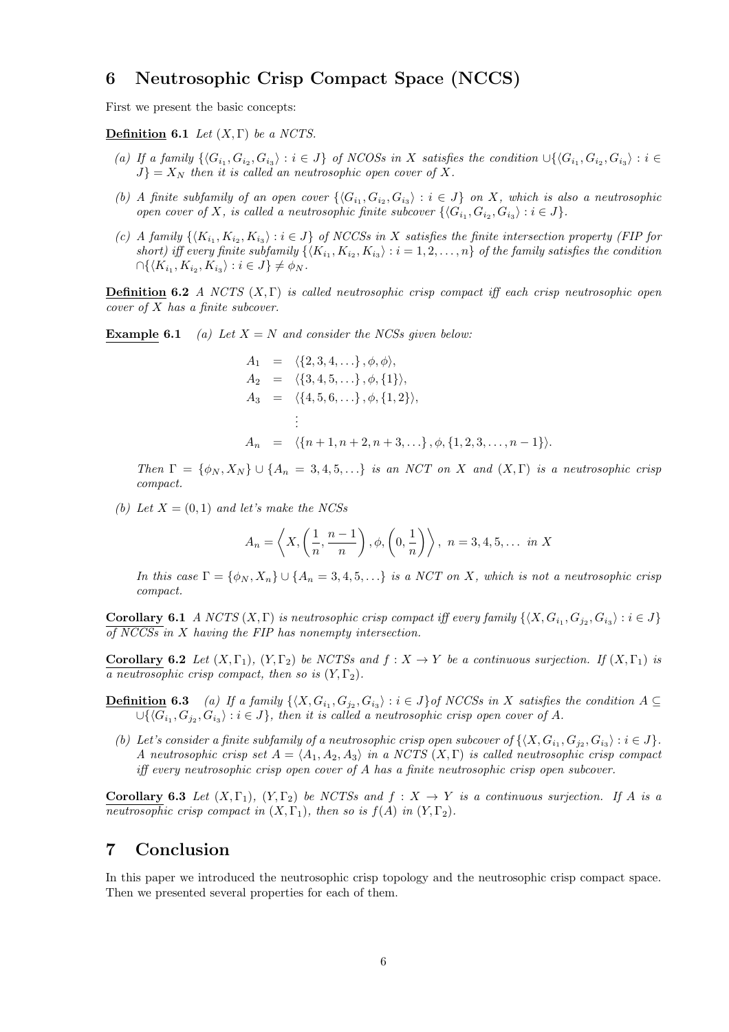## 6 Neutrosophic Crisp Compact Space (NCCS)

First we present the basic concepts:

**Definition 6.1** *Let $(X, \Gamma)$ be a NCTS.*

*(a) If a family $\{\langle G_{i_1}, G_{i_2}, G_{i_3}\rangle : i \in J\}$ of NCOSs in X satisfies the condition $\cup\{\langle G_{i_1}, G_{i_2}, G_{i_3}\rangle : i \in J\} = X_N$ then it is called an neutrosophic open cover of X.*

*(b) A finite subfamily of an open cover $\{\langle G_{i_1}, G_{i_2}, G_{i_3}\rangle : i \in J\}$ on X, which is also a neutrosophic open cover of X, is called a neutrosophic finite subcover $\{\langle G_{i_1}, G_{i_2}, G_{i_3}\rangle : i \in J\}$.*

*(c) A family $\{\langle K_{i_1}, K_{i_2}, K_{i_3}\rangle : i \in J\}$ of NCCSs in X satisfies the finite intersection property (FIP for short) iff every finite subfamily $\{\langle K_{i_1}, K_{i_2}, K_{i_3}\rangle : i = 1, 2, \ldots, n\}$ of the family satisfies the condition $\cap\{\langle K_{i_1}, K_{i_2}, K_{i_3}\rangle : i \in J\} \neq \phi_N$.*

**Definition 6.2** *A NCTS $(X, \Gamma)$ is called neutrosophic crisp compact iff each crisp neutrosophic open cover of X has a finite subcover.*

**Example 6.1** *(a) Let $X = N$ and consider the NCSs given below:*

$$\begin{aligned}
A_1 &= \langle \{2, 3, 4, \ldots\}, \phi, \phi\rangle, \\
A_2 &= \langle \{3, 4, 5, \ldots\}, \phi, \{1\}\rangle, \\
A_3 &= \langle \{4, 5, 6, \ldots\}, \phi, \{1, 2\}\rangle, \\
&\vdots \\
A_n &= \langle \{n+1, n+2, n+3, \ldots\}, \phi, \{1, 2, 3, \ldots, n-1\}\rangle.
\end{aligned}$$

*Then $\Gamma = \{\phi_N, X_N\} \cup \{A_n = 3, 4, 5, \ldots\}$ is an NCT on X and $(X, \Gamma)$ is a neutrosophic crisp compact.*

*(b) Let $X = (0, 1)$ and let's make the NCSs*

$$A_n = \left\langle X, \left(\frac{1}{n}, \frac{n-1}{n}\right), \phi, \left(0, \frac{1}{n}\right)\right\rangle, \ n = 3, 4, 5, \ldots \text{ in } X$$

*In this case $\Gamma = \{\phi_N, X_n\} \cup \{A_n = 3, 4, 5, \ldots\}$ is a NCT on X, which is not a neutrosophic crisp compact.*

**Corollary 6.1** *A NCTS $(X, \Gamma)$ is neutrosophic crisp compact iff every family $\{\langle X, G_{i_1}, G_{j_2}, G_{i_3}\rangle : i \in J\}$ of NCCSs in X having the FIP has nonempty intersection.*

**Corollary 6.2** *Let $(X, \Gamma_1)$, $(Y, \Gamma_2)$ be NCTSs and $f : X \to Y$ be a continuous surjection. If $(X, \Gamma_1)$ is a neutrosophic crisp compact, then so is $(Y, \Gamma_2)$.*

**Definition 6.3** *(a) If a family $\{\langle X, G_{i_1}, G_{j_2}, G_{i_3}\rangle : i \in J\}$of NCCSs in X satisfies the condition $A \subseteq \cup\{\langle G_{i_1}, G_{j_2}, G_{i_3}\rangle : i \in J\}$, then it is called a neutrosophic crisp open cover of A.*

*(b) Let's consider a finite subfamily of a neutrosophic crisp open subcover of $\{\langle X, G_{i_1}, G_{j_2}, G_{i_3}\rangle : i \in J\}$. A neutrosophic crisp set $A = \langle A_1, A_2, A_3\rangle$ in a NCTS $(X, \Gamma)$ is called neutrosophic crisp compact iff every neutrosophic crisp open cover of A has a finite neutrosophic crisp open subcover.*

**Corollary 6.3** *Let $(X, \Gamma_1)$, $(Y, \Gamma_2)$ be NCTSs and $f : X \to Y$ is a continuous surjection. If A is a neutrosophic crisp compact in $(X, \Gamma_1)$, then so is $f(A)$ in $(Y, \Gamma_2)$.*

## 7 Conclusion

In this paper we introduced the neutrosophic crisp topology and the neutrosophic crisp compact space. Then we presented several properties for each of them.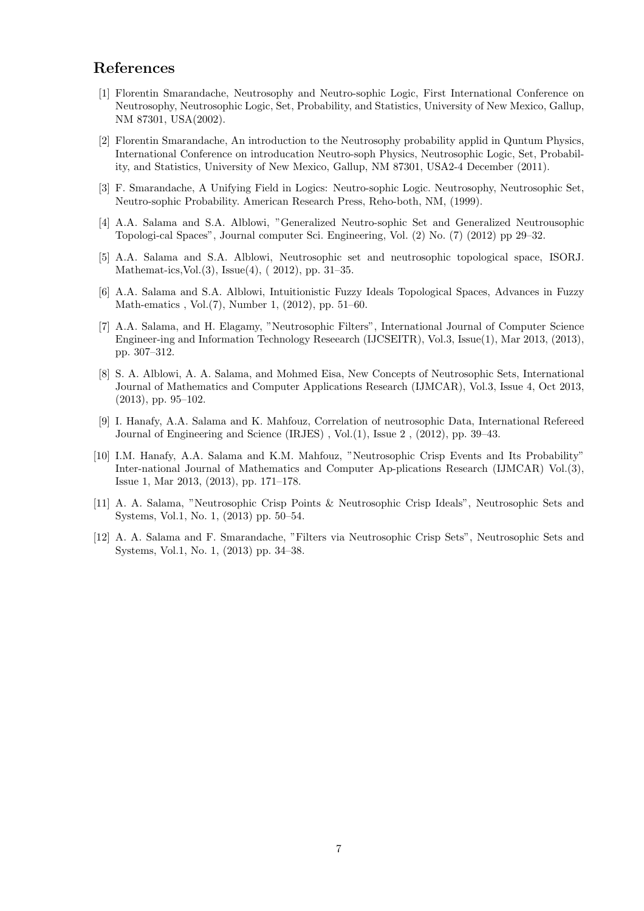## References

[1] Florentin Smarandache, Neutrosophy and Neutro-sophic Logic, First International Conference on Neutrosophy, Neutrosophic Logic, Set, Probability, and Statistics, University of New Mexico, Gallup, NM 87301, USA(2002).

[2] Florentin Smarandache, An introduction to the Neutrosophy probability applid in Quntum Physics, International Conference on introducation Neutro-soph Physics, Neutrosophic Logic, Set, Probability, and Statistics, University of New Mexico, Gallup, NM 87301, USA2-4 December (2011).

[3] F. Smarandache, A Unifying Field in Logics: Neutro-sophic Logic. Neutrosophy, Neutrosophic Set, Neutro-sophic Probability. American Research Press, Reho-both, NM, (1999).

[4] A.A. Salama and S.A. Alblowi, "Generalized Neutro-sophic Set and Generalized Neutrousophic Topologi-cal Spaces", Journal computer Sci. Engineering, Vol. (2) No. (7) (2012) pp 29–32.

[5] A.A. Salama and S.A. Alblowi, Neutrosophic set and neutrosophic topological space, ISORJ. Mathemat-ics,Vol.(3), Issue(4), ( 2012), pp. 31–35.

[6] A.A. Salama and S.A. Alblowi, Intuitionistic Fuzzy Ideals Topological Spaces, Advances in Fuzzy Math-ematics , Vol.(7), Number 1, (2012), pp. 51–60.

[7] A.A. Salama, and H. Elagamy, "Neutrosophic Filters", International Journal of Computer Science Engineer-ing and Information Technology Reseearch (IJCSEITR), Vol.3, Issue(1), Mar 2013, (2013), pp. 307–312.

[8] S. A. Alblowi, A. A. Salama, and Mohmed Eisa, New Concepts of Neutrosophic Sets, International Journal of Mathematics and Computer Applications Research (IJMCAR), Vol.3, Issue 4, Oct 2013, (2013), pp. 95–102.

[9] I. Hanafy, A.A. Salama and K. Mahfouz, Correlation of neutrosophic Data, International Refereed Journal of Engineering and Science (IRJES) , Vol.(1), Issue 2 , (2012), pp. 39–43.

[10] I.M. Hanafy, A.A. Salama and K.M. Mahfouz, "Neutrosophic Crisp Events and Its Probability" Inter-national Journal of Mathematics and Computer Ap-plications Research (IJMCAR) Vol.(3), Issue 1, Mar 2013, (2013), pp. 171–178.

[11] A. A. Salama, "Neutrosophic Crisp Points & Neutrosophic Crisp Ideals", Neutrosophic Sets and Systems, Vol.1, No. 1, (2013) pp. 50–54.

[12] A. A. Salama and F. Smarandache, "Filters via Neutrosophic Crisp Sets", Neutrosophic Sets and Systems, Vol.1, No. 1, (2013) pp. 34–38.